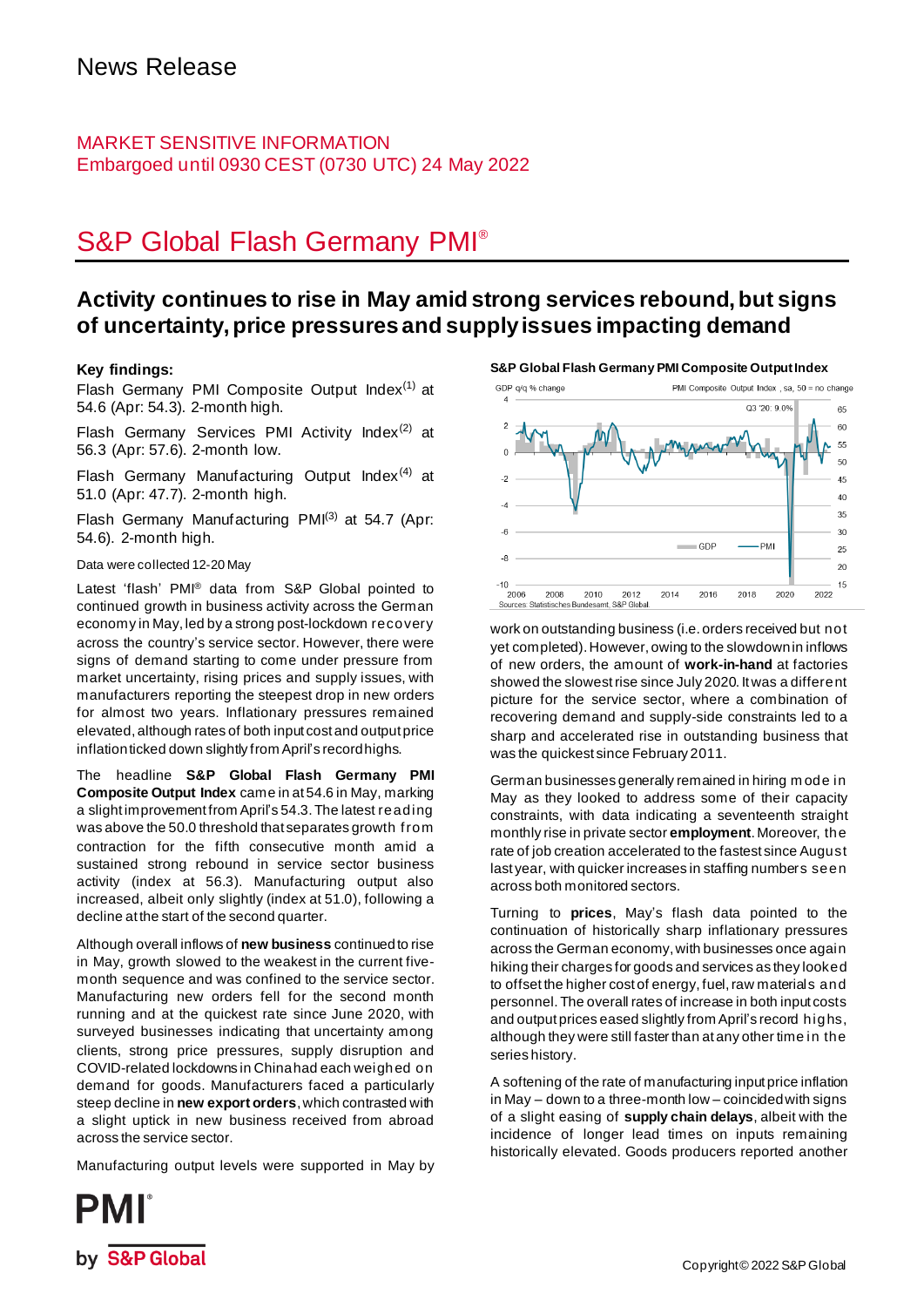News Release

MARKET SENSITIVE INFORMATION
Embargoed until 0930 CEST (0730 UTC) 24 May 2022

# S&P Global Flash Germany PMI®

## Activity continues to rise in May amid strong services rebound, but signs of uncertainty, price pressures and supply issues impacting demand

**Key findings:**

Flash Germany PMI Composite Output Index[1] at 54.6 (Apr: 54.3). 2-month high.

Flash Germany Services PMI Activity Index[2] at 56.3 (Apr: 57.6). 2-month low.

Flash Germany Manufacturing Output Index[4] at 51.0 (Apr: 47.7). 2-month high.

Flash Germany Manufacturing PMI[3] at 54.7 (Apr: 54.6). 2-month high.

Data were collected 12-20 May

Latest 'flash' PMI® data from S&P Global pointed to continued growth in business activity across the German economy in May, led by a strong post-lockdown recovery across the country's service sector. However, there were signs of demand starting to come under pressure from market uncertainty, rising prices and supply issues, with manufacturers reporting the steepest drop in new orders for almost two years. Inflationary pressures remained elevated, although rates of both input cost and output price inflation ticked down slightly from April's record highs.

The headline **S&P Global Flash Germany PMI Composite Output Index** came in at 54.6 in May, marking a slight improvement from April's 54.3. The latest reading was above the 50.0 threshold that separates growth from contraction for the fifth consecutive month amid a sustained strong rebound in service sector business activity (index at 56.3). Manufacturing output also increased, albeit only slightly (index at 51.0), following a decline at the start of the second quarter.

Although overall inflows of **new business** continued to rise in May, growth slowed to the weakest in the current five-month sequence and was confined to the service sector. Manufacturing new orders fell for the second month running and at the quickest rate since June 2020, with surveyed businesses indicating that uncertainty among clients, strong price pressures, supply disruption and COVID-related lockdowns in China had each weighed on demand for goods. Manufacturers faced a particularly steep decline in **new export orders**, which contrasted with a slight uptick in new business received from abroad across the service sector.

Manufacturing output levels were supported in May by work on outstanding business (i.e. orders received but not yet completed). However, owing to the slowdown in inflows of new orders, the amount of **work-in-hand** at factories showed the slowest rise since July 2020. It was a different picture for the service sector, where a combination of recovering demand and supply-side constraints led to a sharp and accelerated rise in outstanding business that was the quickest since February 2011.

German businesses generally remained in hiring mode in May as they looked to address some of their capacity constraints, with data indicating a seventeenth straight monthly rise in private sector **employment**. Moreover, the rate of job creation accelerated to the fastest since August last year, with quicker increases in staffing numbers seen across both monitored sectors.

Turning to **prices**, May's flash data pointed to the continuation of historically sharp inflationary pressures across the German economy, with businesses once again hiking their charges for goods and services as they looked to offset the higher cost of energy, fuel, raw materials and personnel. The overall rates of increase in both input costs and output prices eased slightly from April's record highs, although they were still faster than at any other time in the series history.

A softening of the rate of manufacturing input price inflation in May – down to a three-month low – coincided with signs of a slight easing of **supply chain delays**, albeit with the incidence of longer lead times on inputs remaining historically elevated. Goods producers reported another

**S&P Global Flash Germany PMI Composite Output Index**

GDP q/q % change; PMI Composite Output Index, sa, 50 = no change; Q3 '20: 9.0%

Sources: Statistisches Bundesamt, S&P Global.

Copyright © 2022 S&P Global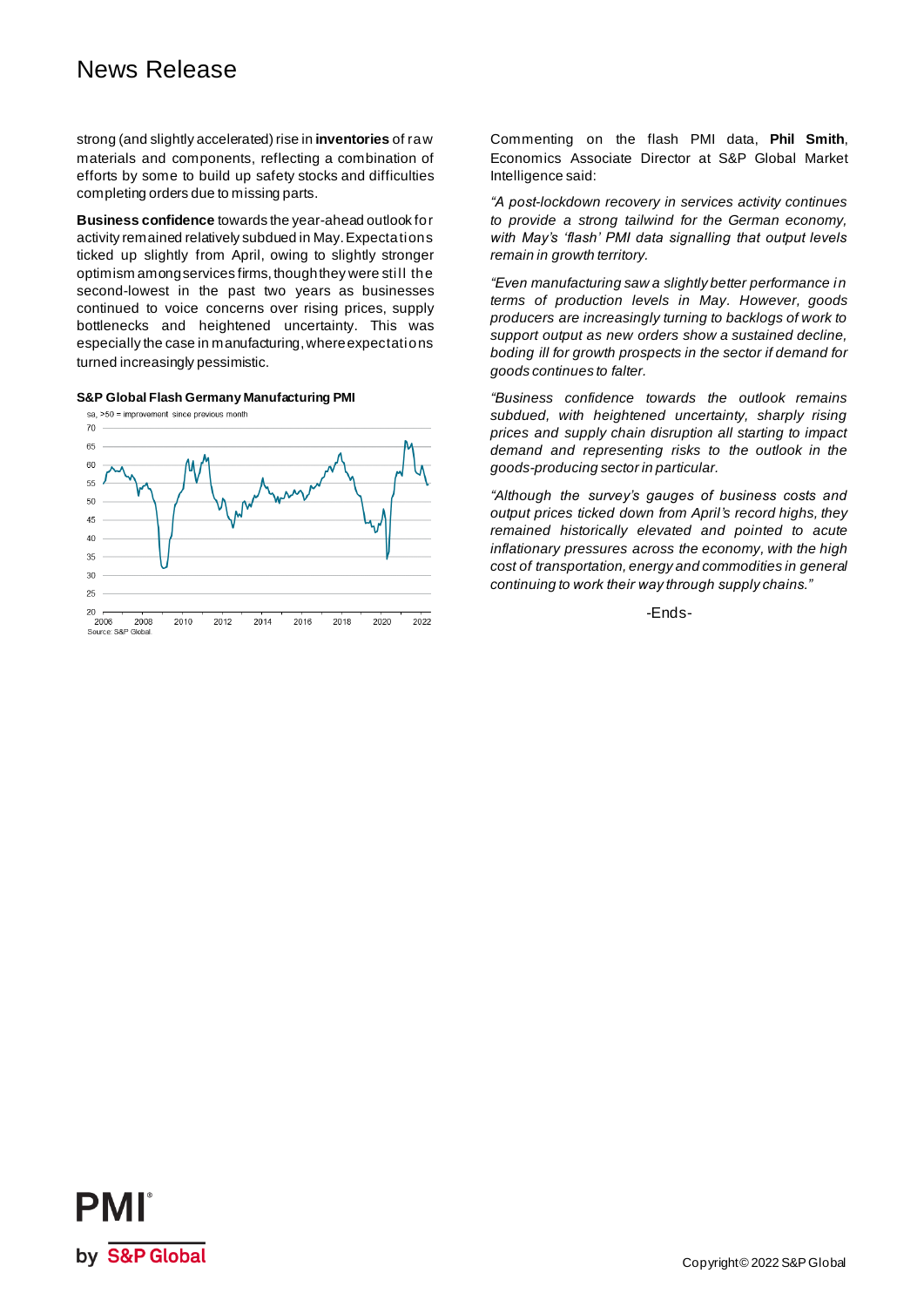strong (and slightly accelerated) rise in **inventories** of raw materials and components, reflecting a combination of efforts by some to build up safety stocks and difficulties completing orders due to missing parts.

**Business confidence** towards the year-ahead outlook for activity remained relatively subdued in May. Expectations ticked up slightly from April, owing to slightly stronger optimism among services firms, though they were still the second-lowest in the past two years as businesses continued to voice concerns over rising prices, supply bottlenecks and heightened uncertainty. This was especially the case in manufacturing, where expectations turned increasingly pessimistic.

**S&P Global Flash Germany Manufacturing PMI**

sa, >50 = improvement since previous month

Source: S&P Global.

Commenting on the flash PMI data, **Phil Smith**, Economics Associate Director at S&P Global Market Intelligence said:

*"A post-lockdown recovery in services activity continues to provide a strong tailwind for the German economy, with May's 'flash' PMI data signalling that output levels remain in growth territory.*

*"Even manufacturing saw a slightly better performance in terms of production levels in May. However, goods producers are increasingly turning to backlogs of work to support output as new orders show a sustained decline, boding ill for growth prospects in the sector if demand for goods continues to falter.*

*"Business confidence towards the outlook remains subdued, with heightened uncertainty, sharply rising prices and supply chain disruption all starting to impact demand and representing risks to the outlook in the goods-producing sector in particular.*

*"Although the survey's gauges of business costs and output prices ticked down from April's record highs, they remained historically elevated and pointed to acute inflationary pressures across the economy, with the high cost of transportation, energy and commodities in general continuing to work their way through supply chains."*

-Ends-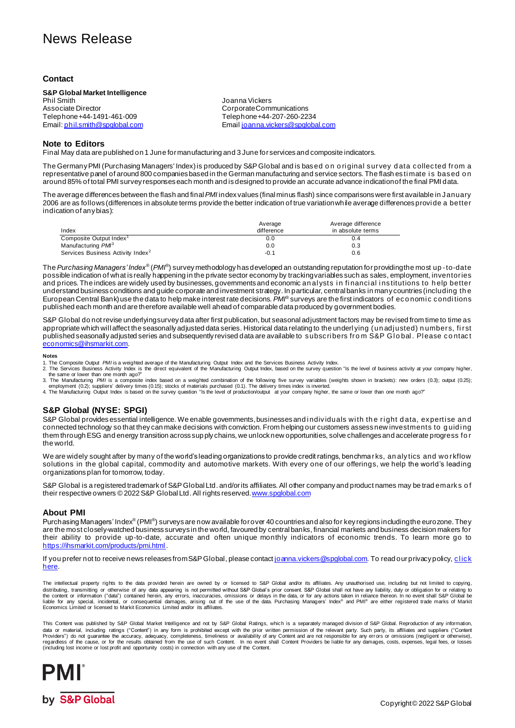# News Release

## Contact

**S&P Global Market Intelligence**
Phil Smith
Associate Director
Telephone +44-1491-461-009
Email: phil.smith@spglobal.com

Joanna Vickers
Corporate Communications
Telephone +44-207-260-2234
Email joanna.vickers@spglobal.com

## Note to Editors

Final May data are published on 1 June for manufacturing and 3 June for services and composite indicators.

The Germany PMI (Purchasing Managers' Index) is produced by S&P Global and is based on original survey data collected from a representative panel of around 800 companies based in the German manufacturing and service sectors. The flash estimate is based on around 85% of total PMI survey responses each month and is designed to provide an accurate advance indication of the final PMI data.

The average differences between the flash and final *PMI* index values (final minus flash) since comparisons were first available in January 2006 are as follows (differences in absolute terms provide the better indication of true variation while average differences provide a better indication of any bias):

| Index | Average difference | Average difference in absolute terms |
|---|---|---|
| Composite Output Index[1] | 0.0 | 0.4 |
| Manufacturing *PMI*[3] | 0.0 | 0.3 |
| Services Business Activity Index[2] | -0.1 | 0.6 |

The *Purchasing Managers' Index*® (*PMI*®) survey methodology has developed an outstanding reputation for providing the most up-to-date possible indication of what is really happening in the private sector economy by tracking variables such as sales, employment, inventories and prices. The indices are widely used by businesses, governments and economic analysts in financial institutions to help better understand business conditions and guide corporate and investment strategy. In particular, central banks in many countries (including the European Central Bank) use the data to help make interest rate decisions. *PMI*® surveys are the first indicators of economic conditions published each month and are therefore available well ahead of comparable data produced by government bodies.

S&P Global do not revise underlying survey data after first publication, but seasonal adjustment factors may be revised from time to time as appropriate which will affect the seasonally adjusted data series. Historical data relating to the underlying (unadjusted) numbers, first published seasonally adjusted series and subsequently revised data are available to subscribers from S&P Global. Please contact economics@ihsmarkit.com.

**Notes**

1. The Composite Output *PMI* is a weighted average of the Manufacturing Output Index and the Services Business Activity Index.
2. The Services Business Activity Index is the direct equivalent of the Manufacturing Output Index, based on the survey question "Is the level of business activity at your company higher, the same or lower than one month ago?"
3. The Manufacturing *PMI* is a composite index based on a weighted combination of the following five survey variables (weights shown in brackets): new orders (0.3); output (0.25); employment (0.2); suppliers' delivery times (0.15); stocks of materials purchased (0.1). The delivery times index is inverted.
4. The Manufacturing Output Index is based on the survey question "Is the level of production/output at your company higher, the same or lower than one month ago?"

## S&P Global (NYSE: SPGI)

S&P Global provides essential intelligence. We enable governments, businesses and individuals with the right data, expertise and connected technology so that they can make decisions with conviction. From helping our customers assess new investments to guiding them through ESG and energy transition across supply chains, we unlock new opportunities, solve challenges and accelerate progress for the world.

We are widely sought after by many of the world's leading organizations to provide credit ratings, benchmarks, analytics and workflow solutions in the global capital, commodity and automotive markets. With every one of our offerings, we help the world's leading organizations plan for tomorrow, today.

S&P Global is a registered trademark of S&P Global Ltd. and/or its affiliates. All other company and product names may be trademarks of their respective owners © 2022 S&P Global Ltd. All rights reserved. www.spglobal.com

## About PMI

Purchasing Managers' Index® (PMI®) surveys are now available for over 40 countries and also for key regions including the eurozone. They are the most closely-watched business surveys in the world, favoured by central banks, financial markets and business decision makers for their ability to provide up-to-date, accurate and often unique monthly indicators of economic trends. To learn more go to https://ihsmarkit.com/products/pmi.html.

If you prefer not to receive news releases from S&P Global, please contact joanna.vickers@spglobal.com. To read our privacy policy, click here.

The intellectual property rights to the data provided herein are owned by or licensed to S&P Global and/or its affiliates. Any unauthorised use, including but not limited to copying, distributing, transmitting or otherwise of any data appearing is not permitted without S&P Global's prior consent. S&P Global shall not have any liability, duty or obligation for or relating to the content or information ("data") contained herein, any errors, inaccuracies, omissions or delays in the data, or for any actions taken in reliance thereon. In no event shall S&P Global be liable for any special, incidental, or consequential damages, arising out of the use of the data. Purchasing Managers' Index® and PMI® are either registered trade marks of Markit Economics Limited or licensed to Markit Economics Limited and/or its affiliates.

This Content was published by S&P Global Market Intelligence and not by S&P Global Ratings, which is a separately managed division of S&P Global. Reproduction of any information, data or material, including ratings ("Content") in any form is prohibited except with the prior written permission of the relevant party. Such party, its affiliates and suppliers ("Content Providers") do not guarantee the accuracy, adequacy, completeness, timeliness or availability of any Content and are not responsible for any errors or omissions (negligent or otherwise), regardless of the cause, or for the results obtained from the use of such Content. In no event shall Content Providers be liable for any damages, costs, expenses, legal fees, or losses (including lost income or lost profit and opportunity costs) in connection with any use of the Content.

PMI® by S&P Global

Copyright © 2022 S&P Global